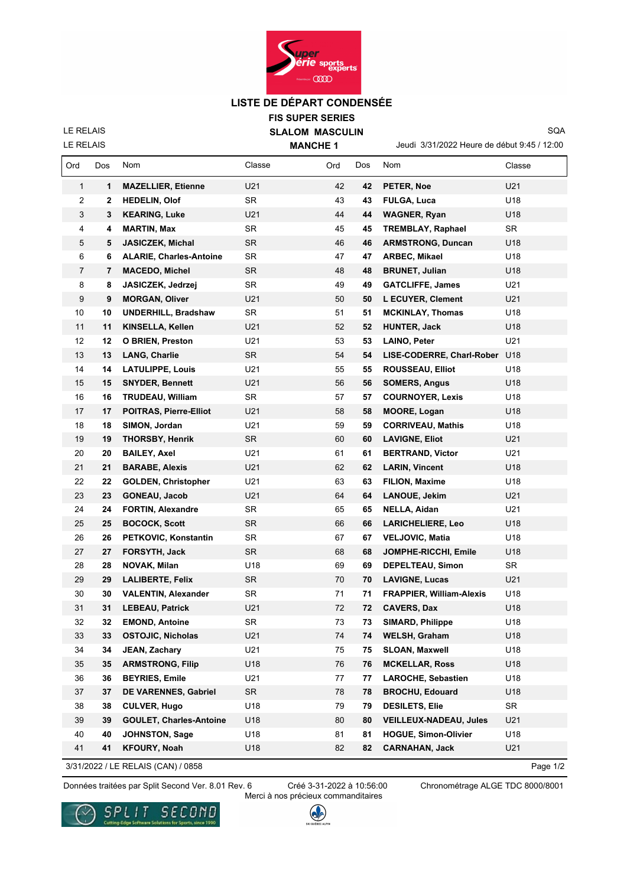# LISTE DE DÉPART CONDENSÉE

**FIS SUPER SERIES**

**SLALOM MASCULIN**

**MANCHE 1**

LE RELAIS
LE RELAIS

SQA
Jeudi 3/31/2022 Heure de début 9:45 / 12:00

| Ord | Dos | Nom | Classe | Ord | Dos | Nom | Classe |
|---|---|---|---|---|---|---|---|
| 1 | **1** | **MAZELLIER, Etienne** | U21 | 42 | **42** | **PETER, Noe** | U21 |
| 2 | **2** | **HEDELIN, Olof** | SR | 43 | **43** | **FULGA, Luca** | U18 |
| 3 | **3** | **KEARING, Luke** | U21 | 44 | **44** | **WAGNER, Ryan** | U18 |
| 4 | **4** | **MARTIN, Max** | SR | 45 | **45** | **TREMBLAY, Raphael** | SR |
| 5 | **5** | **JASICZEK, Michal** | SR | 46 | **46** | **ARMSTRONG, Duncan** | U18 |
| 6 | **6** | **ALARIE, Charles-Antoine** | SR | 47 | **47** | **ARBEC, Mikael** | U18 |
| 7 | **7** | **MACEDO, Michel** | SR | 48 | **48** | **BRUNET, Julian** | U18 |
| 8 | **8** | **JASICZEK, Jedrzej** | SR | 49 | **49** | **GATCLIFFE, James** | U21 |
| 9 | **9** | **MORGAN, Oliver** | U21 | 50 | **50** | **L ECUYER, Clement** | U21 |
| 10 | **10** | **UNDERHILL, Bradshaw** | SR | 51 | **51** | **MCKINLAY, Thomas** | U18 |
| 11 | **11** | **KINSELLA, Kellen** | U21 | 52 | **52** | **HUNTER, Jack** | U18 |
| 12 | **12** | **O BRIEN, Preston** | U21 | 53 | **53** | **LAINO, Peter** | U21 |
| 13 | **13** | **LANG, Charlie** | SR | 54 | **54** | **LISE-CODERRE, Charl-Rober** | U18 |
| 14 | **14** | **LATULIPPE, Louis** | U21 | 55 | **55** | **ROUSSEAU, Elliot** | U18 |
| 15 | **15** | **SNYDER, Bennett** | U21 | 56 | **56** | **SOMERS, Angus** | U18 |
| 16 | **16** | **TRUDEAU, William** | SR | 57 | **57** | **COURNOYER, Lexis** | U18 |
| 17 | **17** | **POITRAS, Pierre-Elliot** | U21 | 58 | **58** | **MOORE, Logan** | U18 |
| 18 | **18** | **SIMON, Jordan** | U21 | 59 | **59** | **CORRIVEAU, Mathis** | U18 |
| 19 | **19** | **THORSBY, Henrik** | SR | 60 | **60** | **LAVIGNE, Eliot** | U21 |
| 20 | **20** | **BAILEY, Axel** | U21 | 61 | **61** | **BERTRAND, Victor** | U21 |
| 21 | **21** | **BARABE, Alexis** | U21 | 62 | **62** | **LARIN, Vincent** | U18 |
| 22 | **22** | **GOLDEN, Christopher** | U21 | 63 | **63** | **FILION, Maxime** | U18 |
| 23 | **23** | **GONEAU, Jacob** | U21 | 64 | **64** | **LANOUE, Jekim** | U21 |
| 24 | **24** | **FORTIN, Alexandre** | SR | 65 | **65** | **NELLA, Aidan** | U21 |
| 25 | **25** | **BOCOCK, Scott** | SR | 66 | **66** | **LARICHELIERE, Leo** | U18 |
| 26 | **26** | **PETKOVIC, Konstantin** | SR | 67 | **67** | **VELJOVIC, Matia** | U18 |
| 27 | **27** | **FORSYTH, Jack** | SR | 68 | **68** | **JOMPHE-RICCHI, Emile** | U18 |
| 28 | **28** | **NOVAK, Milan** | U18 | 69 | **69** | **DEPELTEAU, Simon** | SR |
| 29 | **29** | **LALIBERTE, Felix** | SR | 70 | **70** | **LAVIGNE, Lucas** | U21 |
| 30 | **30** | **VALENTIN, Alexander** | SR | 71 | **71** | **FRAPPIER, William-Alexis** | U18 |
| 31 | **31** | **LEBEAU, Patrick** | U21 | 72 | **72** | **CAVERS, Dax** | U18 |
| 32 | **32** | **EMOND, Antoine** | SR | 73 | **73** | **SIMARD, Philippe** | U18 |
| 33 | **33** | **OSTOJIC, Nicholas** | U21 | 74 | **74** | **WELSH, Graham** | U18 |
| 34 | **34** | **JEAN, Zachary** | U21 | 75 | **75** | **SLOAN, Maxwell** | U18 |
| 35 | **35** | **ARMSTRONG, Filip** | U18 | 76 | **76** | **MCKELLAR, Ross** | U18 |
| 36 | **36** | **BEYRIES, Emile** | U21 | 77 | **77** | **LAROCHE, Sebastien** | U18 |
| 37 | **37** | **DE VARENNES, Gabriel** | SR | 78 | **78** | **BROCHU, Edouard** | U18 |
| 38 | **38** | **CULVER, Hugo** | U18 | 79 | **79** | **DESILETS, Elie** | SR |
| 39 | **39** | **GOULET, Charles-Antoine** | U18 | 80 | **80** | **VEILLEUX-NADEAU, Jules** | U21 |
| 40 | **40** | **JOHNSTON, Sage** | U18 | 81 | **81** | **HOGUE, Simon-Olivier** | U18 |
| 41 | **41** | **KFOURY, Noah** | U18 | 82 | **82** | **CARNAHAN, Jack** | U21 |

3/31/2022 / LE RELAIS (CAN) / 0858

Données traitées par Split Second Ver. 8.01 Rev. 6 — Créé 3-31-2022 à 10:56:00 — Chronométrage ALGE TDC 8000/8001

Merci à nos précieux commanditaires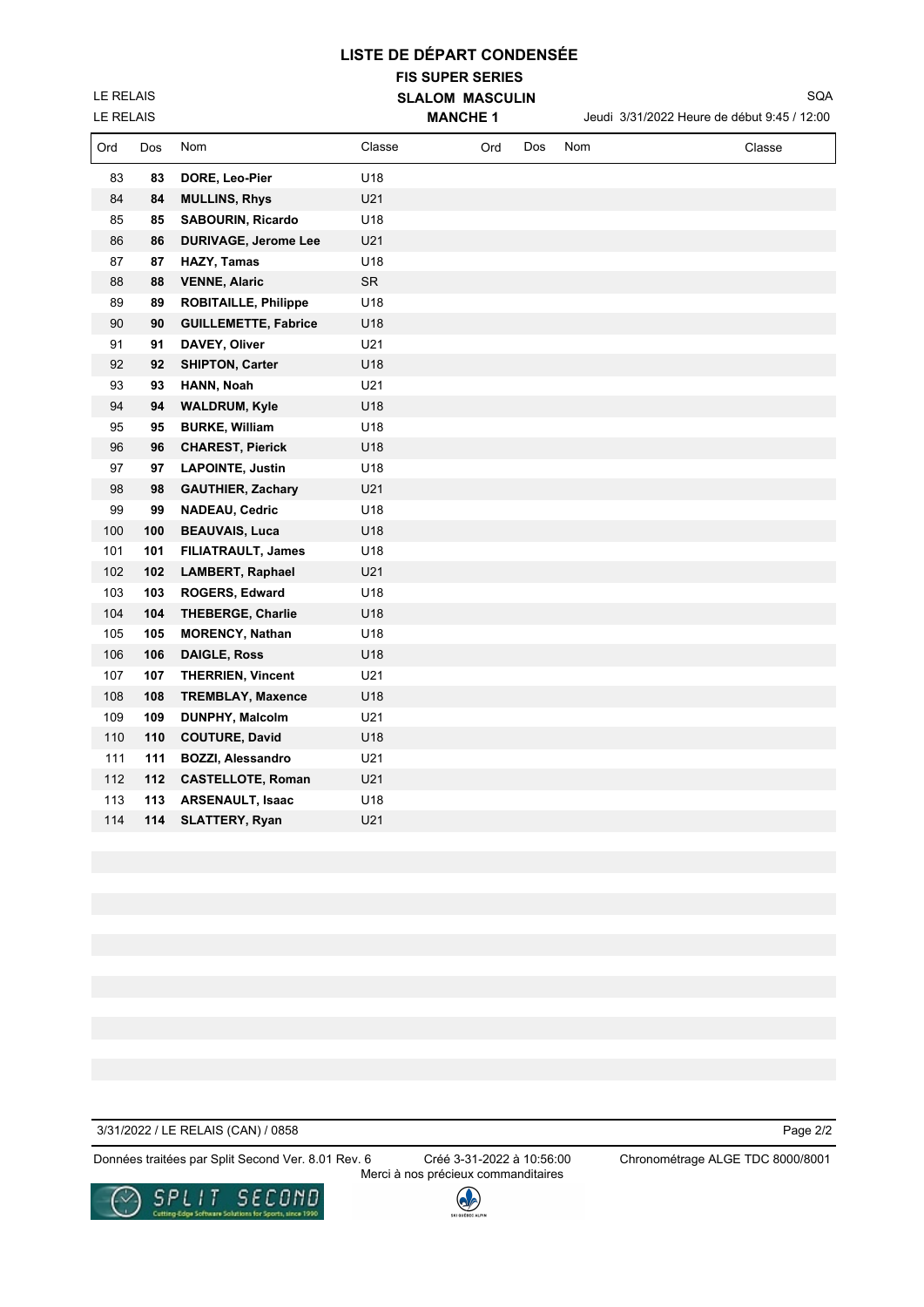# LISTE DE DÉPART CONDENSÉE

**FIS SUPER SERIES**

**SLALOM MASCULIN**

**MANCHE 1**

LE RELAIS
LE RELAIS

SQA

Jeudi 3/31/2022 Heure de début 9:45 / 12:00

| Ord | Dos | Nom | Classe | Ord | Dos | Nom | Classe |
|---|---|---|---|---|---|---|---|
| 83 | **83** | **DORE, Leo-Pier** | U18 | | | | |
| 84 | **84** | **MULLINS, Rhys** | U21 | | | | |
| 85 | **85** | **SABOURIN, Ricardo** | U18 | | | | |
| 86 | **86** | **DURIVAGE, Jerome Lee** | U21 | | | | |
| 87 | **87** | **HAZY, Tamas** | U18 | | | | |
| 88 | **88** | **VENNE, Alaric** | SR | | | | |
| 89 | **89** | **ROBITAILLE, Philippe** | U18 | | | | |
| 90 | **90** | **GUILLEMETTE, Fabrice** | U18 | | | | |
| 91 | **91** | **DAVEY, Oliver** | U21 | | | | |
| 92 | **92** | **SHIPTON, Carter** | U18 | | | | |
| 93 | **93** | **HANN, Noah** | U21 | | | | |
| 94 | **94** | **WALDRUM, Kyle** | U18 | | | | |
| 95 | **95** | **BURKE, William** | U18 | | | | |
| 96 | **96** | **CHAREST, Pierick** | U18 | | | | |
| 97 | **97** | **LAPOINTE, Justin** | U18 | | | | |
| 98 | **98** | **GAUTHIER, Zachary** | U21 | | | | |
| 99 | **99** | **NADEAU, Cedric** | U18 | | | | |
| 100 | **100** | **BEAUVAIS, Luca** | U18 | | | | |
| 101 | **101** | **FILIATRAULT, James** | U18 | | | | |
| 102 | **102** | **LAMBERT, Raphael** | U21 | | | | |
| 103 | **103** | **ROGERS, Edward** | U18 | | | | |
| 104 | **104** | **THEBERGE, Charlie** | U18 | | | | |
| 105 | **105** | **MORENCY, Nathan** | U18 | | | | |
| 106 | **106** | **DAIGLE, Ross** | U18 | | | | |
| 107 | **107** | **THERRIEN, Vincent** | U21 | | | | |
| 108 | **108** | **TREMBLAY, Maxence** | U18 | | | | |
| 109 | **109** | **DUNPHY, Malcolm** | U21 | | | | |
| 110 | **110** | **COUTURE, David** | U18 | | | | |
| 111 | **111** | **BOZZI, Alessandro** | U21 | | | | |
| 112 | **112** | **CASTELLOTE, Roman** | U21 | | | | |
| 113 | **113** | **ARSENAULT, Isaac** | U18 | | | | |
| 114 | **114** | **SLATTERY, Ryan** | U21 | | | | |

3/31/2022 / LE RELAIS (CAN) / 0858

Données traitées par Split Second Ver. 8.01 Rev. 6 — Créé 3-31-2022 à 10:56:00 — Chronométrage ALGE TDC 8000/8001

Merci à nos précieux commanditaires